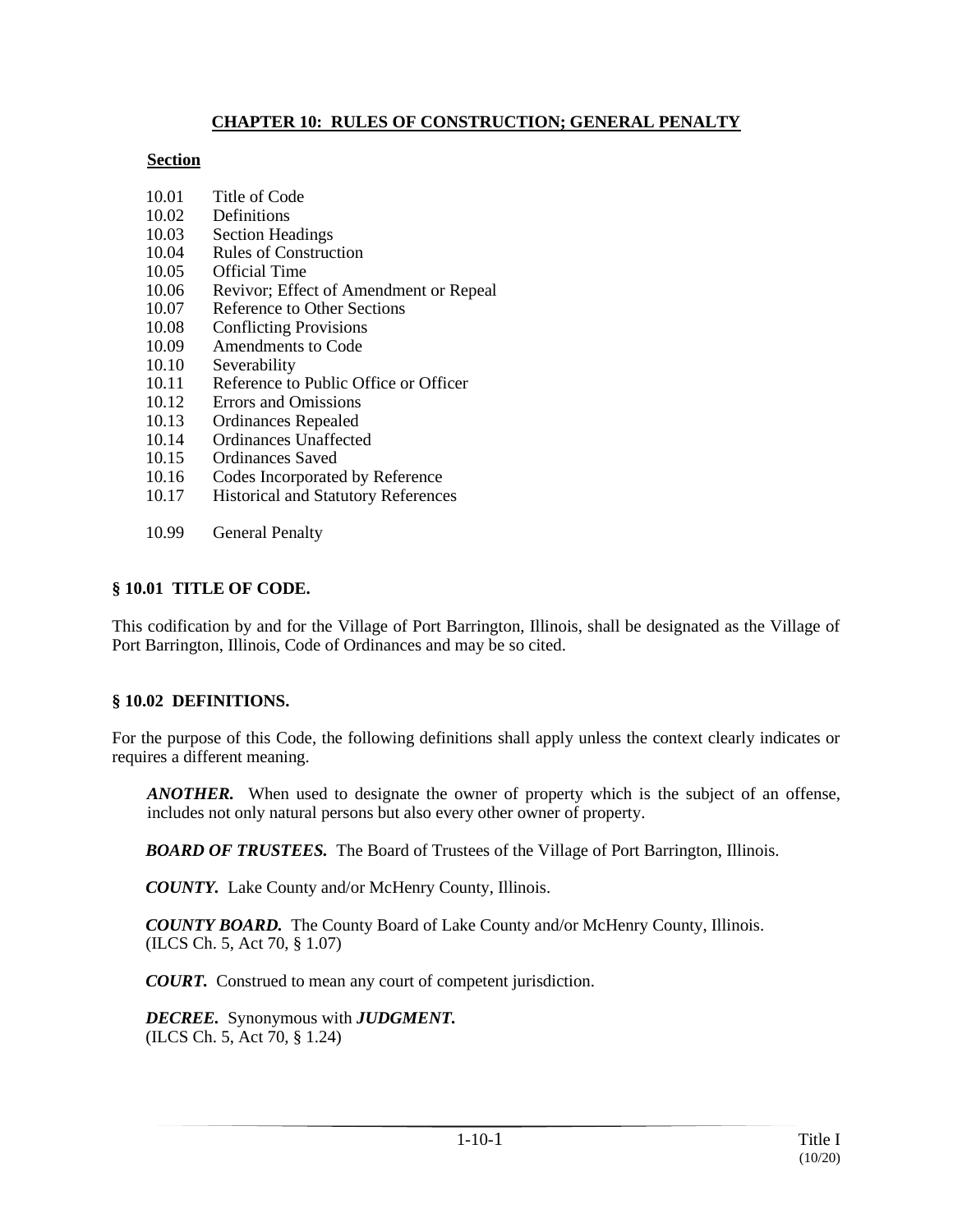# CHAPTER 10: RULES OF CONSTRUCTION; GENERAL PENALTY

**Section**

10.01 Title of Code
10.02 Definitions
10.03 Section Headings
10.04 Rules of Construction
10.05 Official Time
10.06 Revivor; Effect of Amendment or Repeal
10.07 Reference to Other Sections
10.08 Conflicting Provisions
10.09 Amendments to Code
10.10 Severability
10.11 Reference to Public Office or Officer
10.12 Errors and Omissions
10.13 Ordinances Repealed
10.14 Ordinances Unaffected
10.15 Ordinances Saved
10.16 Codes Incorporated by Reference
10.17 Historical and Statutory References

10.99 General Penalty

## § 10.01 TITLE OF CODE.

This codification by and for the Village of Port Barrington, Illinois, shall be designated as the Village of Port Barrington, Illinois, Code of Ordinances and may be so cited.

## § 10.02 DEFINITIONS.

For the purpose of this Code, the following definitions shall apply unless the context clearly indicates or requires a different meaning.

***ANOTHER.*** When used to designate the owner of property which is the subject of an offense, includes not only natural persons but also every other owner of property.

***BOARD OF TRUSTEES.*** The Board of Trustees of the Village of Port Barrington, Illinois.

***COUNTY.*** Lake County and/or McHenry County, Illinois.

***COUNTY BOARD.*** The County Board of Lake County and/or McHenry County, Illinois.
(ILCS Ch. 5, Act 70, § 1.07)

***COURT.*** Construed to mean any court of competent jurisdiction.

***DECREE.*** Synonymous with ***JUDGMENT.***
(ILCS Ch. 5, Act 70, § 1.24)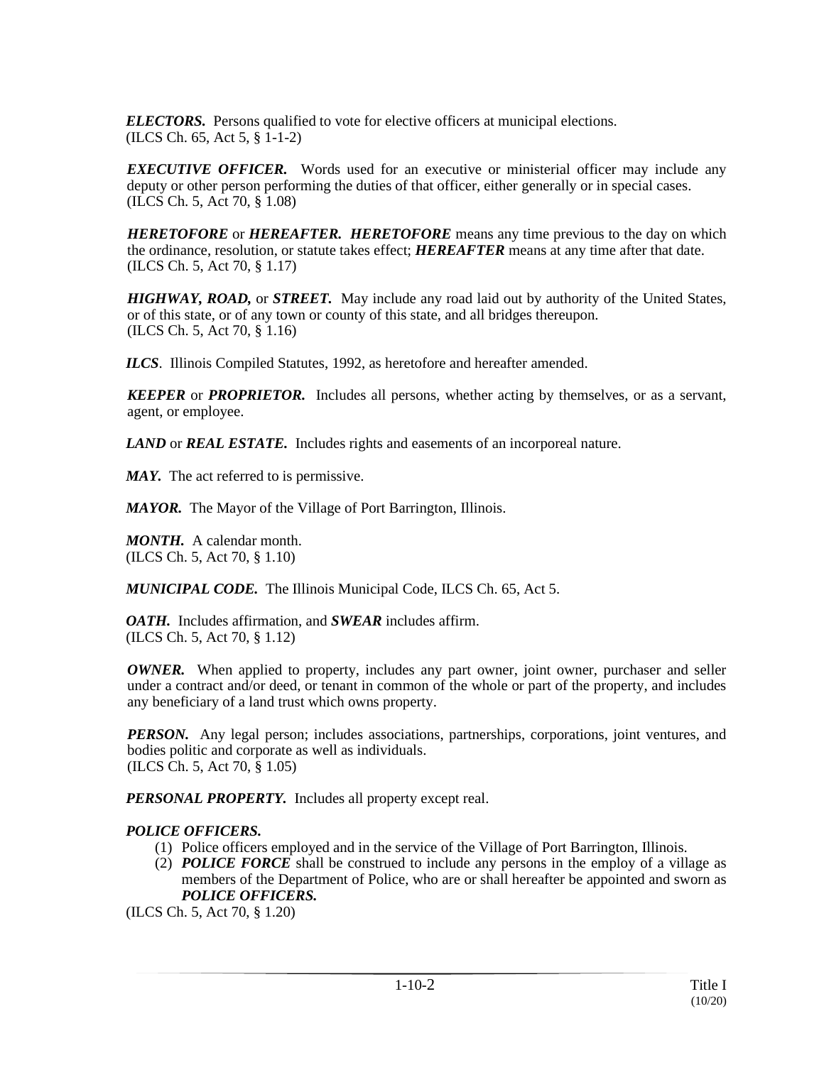***ELECTORS.*** Persons qualified to vote for elective officers at municipal elections.
(ILCS Ch. 65, Act 5, § 1-1-2)

***EXECUTIVE OFFICER.*** Words used for an executive or ministerial officer may include any deputy or other person performing the duties of that officer, either generally or in special cases.
(ILCS Ch. 5, Act 70, § 1.08)

***HERETOFORE*** or ***HEREAFTER.*** ***HERETOFORE*** means any time previous to the day on which the ordinance, resolution, or statute takes effect; ***HEREAFTER*** means at any time after that date.
(ILCS Ch. 5, Act 70, § 1.17)

***HIGHWAY, ROAD,*** or ***STREET.*** May include any road laid out by authority of the United States, or of this state, or of any town or county of this state, and all bridges thereupon.
(ILCS Ch. 5, Act 70, § 1.16)

***ILCS***. Illinois Compiled Statutes, 1992, as heretofore and hereafter amended.

***KEEPER*** or ***PROPRIETOR.*** Includes all persons, whether acting by themselves, or as a servant, agent, or employee.

***LAND*** or ***REAL ESTATE.*** Includes rights and easements of an incorporeal nature.

***MAY.*** The act referred to is permissive.

***MAYOR.*** The Mayor of the Village of Port Barrington, Illinois.

***MONTH.*** A calendar month.
(ILCS Ch. 5, Act 70, § 1.10)

***MUNICIPAL CODE.*** The Illinois Municipal Code, ILCS Ch. 65, Act 5.

***OATH.*** Includes affirmation, and ***SWEAR*** includes affirm.
(ILCS Ch. 5, Act 70, § 1.12)

***OWNER.*** When applied to property, includes any part owner, joint owner, purchaser and seller under a contract and/or deed, or tenant in common of the whole or part of the property, and includes any beneficiary of a land trust which owns property.

***PERSON.*** Any legal person; includes associations, partnerships, corporations, joint ventures, and bodies politic and corporate as well as individuals.
(ILCS Ch. 5, Act 70, § 1.05)

***PERSONAL PROPERTY.*** Includes all property except real.

***POLICE OFFICERS.***

(1) Police officers employed and in the service of the Village of Port Barrington, Illinois.
(2) ***POLICE FORCE*** shall be construed to include any persons in the employ of a village as members of the Department of Police, who are or shall hereafter be appointed and sworn as ***POLICE OFFICERS.***

(ILCS Ch. 5, Act 70, § 1.20)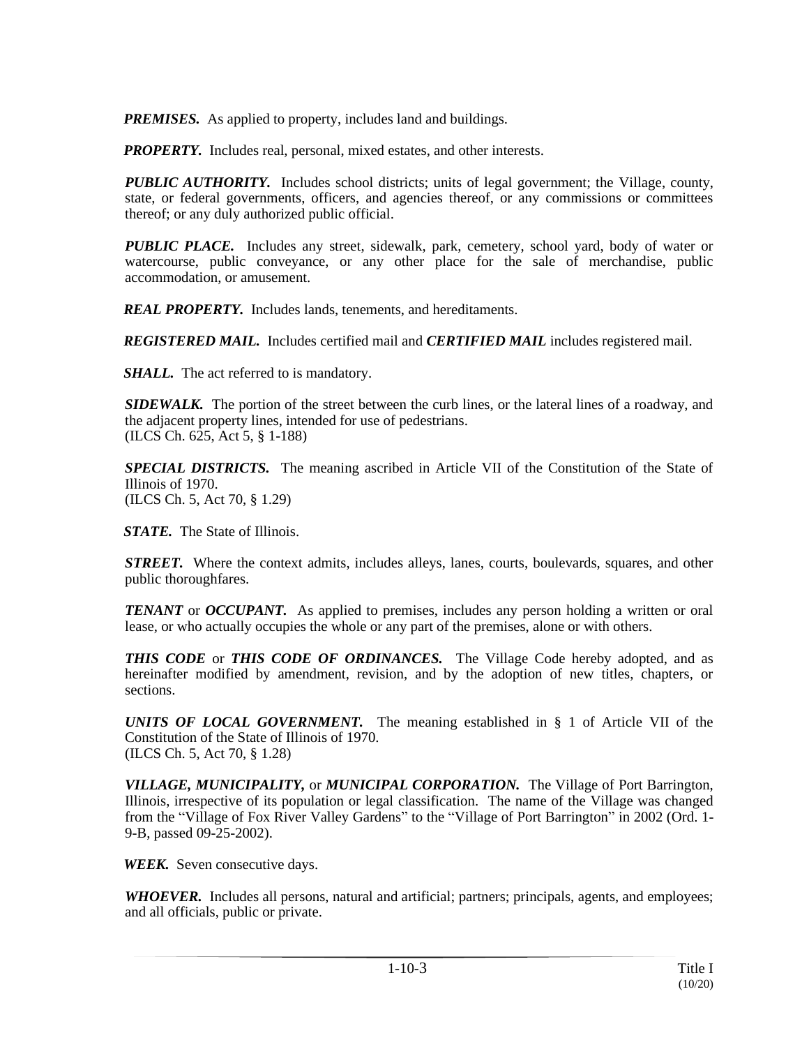***PREMISES.*** As applied to property, includes land and buildings.

***PROPERTY.*** Includes real, personal, mixed estates, and other interests.

***PUBLIC AUTHORITY.*** Includes school districts; units of legal government; the Village, county, state, or federal governments, officers, and agencies thereof, or any commissions or committees thereof; or any duly authorized public official.

***PUBLIC PLACE.*** Includes any street, sidewalk, park, cemetery, school yard, body of water or watercourse, public conveyance, or any other place for the sale of merchandise, public accommodation, or amusement.

***REAL PROPERTY.*** Includes lands, tenements, and hereditaments.

***REGISTERED MAIL.*** Includes certified mail and ***CERTIFIED MAIL*** includes registered mail.

***SHALL.*** The act referred to is mandatory.

***SIDEWALK.*** The portion of the street between the curb lines, or the lateral lines of a roadway, and the adjacent property lines, intended for use of pedestrians.
(ILCS Ch. 625, Act 5, § 1-188)

***SPECIAL DISTRICTS.*** The meaning ascribed in Article VII of the Constitution of the State of Illinois of 1970.
(ILCS Ch. 5, Act 70, § 1.29)

***STATE.*** The State of Illinois.

***STREET.*** Where the context admits, includes alleys, lanes, courts, boulevards, squares, and other public thoroughfares.

***TENANT*** or ***OCCUPANT.*** As applied to premises, includes any person holding a written or oral lease, or who actually occupies the whole or any part of the premises, alone or with others.

***THIS CODE*** or ***THIS CODE OF ORDINANCES.*** The Village Code hereby adopted, and as hereinafter modified by amendment, revision, and by the adoption of new titles, chapters, or sections.

***UNITS OF LOCAL GOVERNMENT.*** The meaning established in § 1 of Article VII of the Constitution of the State of Illinois of 1970.
(ILCS Ch. 5, Act 70, § 1.28)

***VILLAGE, MUNICIPALITY,*** or ***MUNICIPAL CORPORATION.*** The Village of Port Barrington, Illinois, irrespective of its population or legal classification. The name of the Village was changed from the "Village of Fox River Valley Gardens" to the "Village of Port Barrington" in 2002 (Ord. 1-9-B, passed 09-25-2002).

***WEEK.*** Seven consecutive days.

***WHOEVER.*** Includes all persons, natural and artificial; partners; principals, agents, and employees; and all officials, public or private.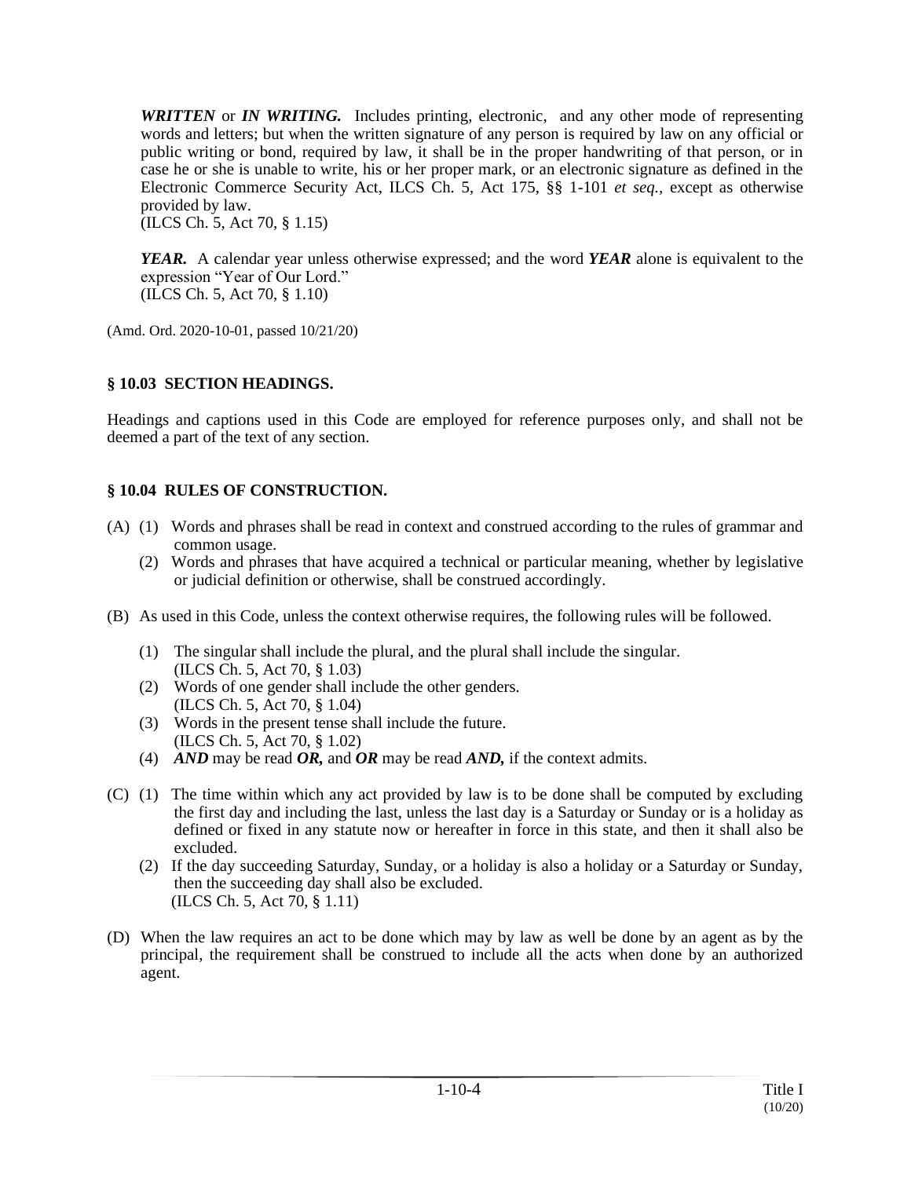***WRITTEN*** or ***IN WRITING.*** Includes printing, electronic, and any other mode of representing words and letters; but when the written signature of any person is required by law on any official or public writing or bond, required by law, it shall be in the proper handwriting of that person, or in case he or she is unable to write, his or her proper mark, or an electronic signature as defined in the Electronic Commerce Security Act, ILCS Ch. 5, Act 175, §§ 1-101 *et seq.*, except as otherwise provided by law.
(ILCS Ch. 5, Act 70, § 1.15)

***YEAR.*** A calendar year unless otherwise expressed; and the word ***YEAR*** alone is equivalent to the expression "Year of Our Lord."
(ILCS Ch. 5, Act 70, § 1.10)

(Amd. Ord. 2020-10-01, passed 10/21/20)

## § 10.03 SECTION HEADINGS.

Headings and captions used in this Code are employed for reference purposes only, and shall not be deemed a part of the text of any section.

## § 10.04 RULES OF CONSTRUCTION.

(A) (1) Words and phrases shall be read in context and construed according to the rules of grammar and common usage.

(2) Words and phrases that have acquired a technical or particular meaning, whether by legislative or judicial definition or otherwise, shall be construed accordingly.

(B) As used in this Code, unless the context otherwise requires, the following rules will be followed.

(1) The singular shall include the plural, and the plural shall include the singular.
(ILCS Ch. 5, Act 70, § 1.03)

(2) Words of one gender shall include the other genders.
(ILCS Ch. 5, Act 70, § 1.04)

(3) Words in the present tense shall include the future.
(ILCS Ch. 5, Act 70, § 1.02)

(4) ***AND*** may be read ***OR,*** and ***OR*** may be read ***AND,*** if the context admits.

(C) (1) The time within which any act provided by law is to be done shall be computed by excluding the first day and including the last, unless the last day is a Saturday or Sunday or is a holiday as defined or fixed in any statute now or hereafter in force in this state, and then it shall also be excluded.

(2) If the day succeeding Saturday, Sunday, or a holiday is also a holiday or a Saturday or Sunday, then the succeeding day shall also be excluded.
(ILCS Ch. 5, Act 70, § 1.11)

(D) When the law requires an act to be done which may by law as well be done by an agent as by the principal, the requirement shall be construed to include all the acts when done by an authorized agent.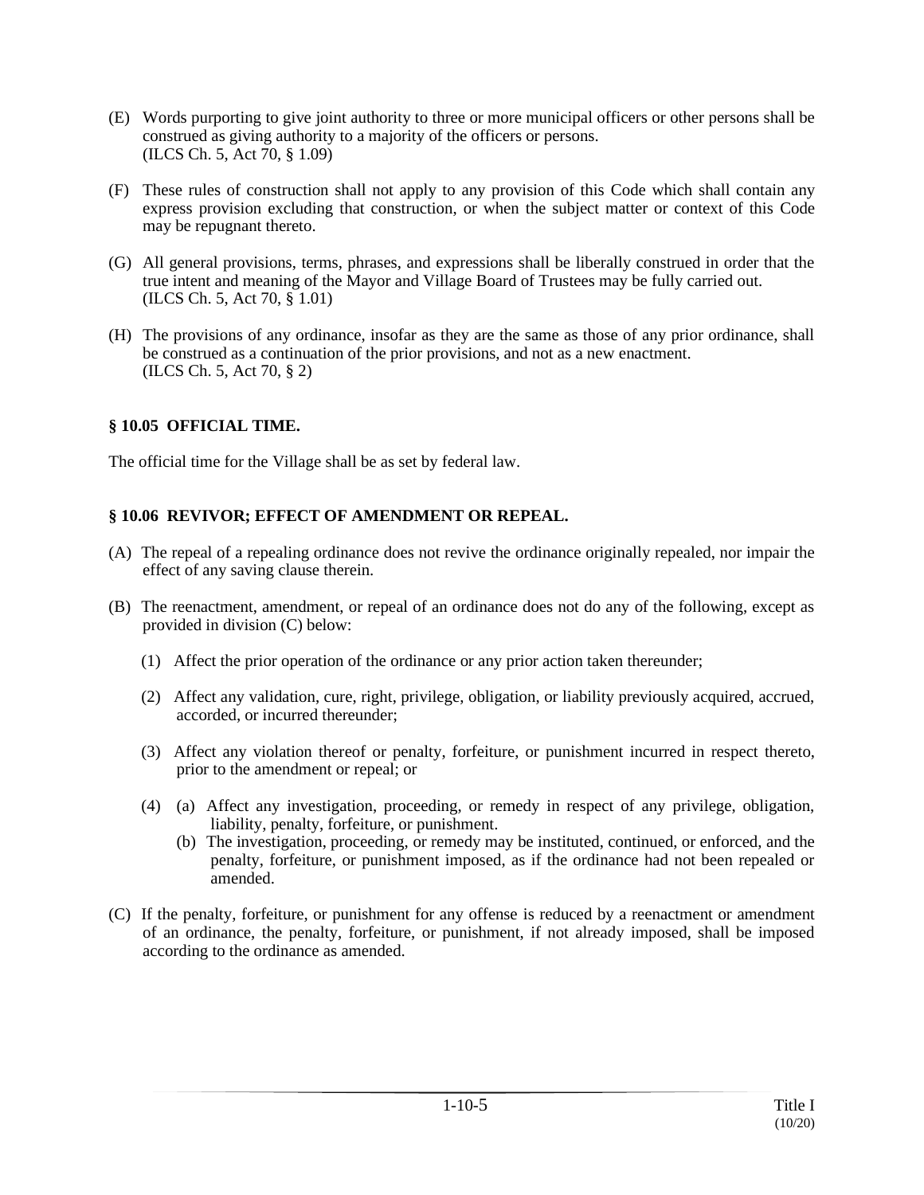(E) Words purporting to give joint authority to three or more municipal officers or other persons shall be construed as giving authority to a majority of the officers or persons.
(ILCS Ch. 5, Act 70, § 1.09)

(F) These rules of construction shall not apply to any provision of this Code which shall contain any express provision excluding that construction, or when the subject matter or context of this Code may be repugnant thereto.

(G) All general provisions, terms, phrases, and expressions shall be liberally construed in order that the true intent and meaning of the Mayor and Village Board of Trustees may be fully carried out.
(ILCS Ch. 5, Act 70, § 1.01)

(H) The provisions of any ordinance, insofar as they are the same as those of any prior ordinance, shall be construed as a continuation of the prior provisions, and not as a new enactment.
(ILCS Ch. 5, Act 70, § 2)

**§ 10.05 OFFICIAL TIME.**

The official time for the Village shall be as set by federal law.

**§ 10.06 REVIVOR; EFFECT OF AMENDMENT OR REPEAL.**

(A) The repeal of a repealing ordinance does not revive the ordinance originally repealed, nor impair the effect of any saving clause therein.

(B) The reenactment, amendment, or repeal of an ordinance does not do any of the following, except as provided in division (C) below:

(1) Affect the prior operation of the ordinance or any prior action taken thereunder;

(2) Affect any validation, cure, right, privilege, obligation, or liability previously acquired, accrued, accorded, or incurred thereunder;

(3) Affect any violation thereof or penalty, forfeiture, or punishment incurred in respect thereto, prior to the amendment or repeal; or

(4) (a) Affect any investigation, proceeding, or remedy in respect of any privilege, obligation, liability, penalty, forfeiture, or punishment.
(b) The investigation, proceeding, or remedy may be instituted, continued, or enforced, and the penalty, forfeiture, or punishment imposed, as if the ordinance had not been repealed or amended.

(C) If the penalty, forfeiture, or punishment for any offense is reduced by a reenactment or amendment of an ordinance, the penalty, forfeiture, or punishment, if not already imposed, shall be imposed according to the ordinance as amended.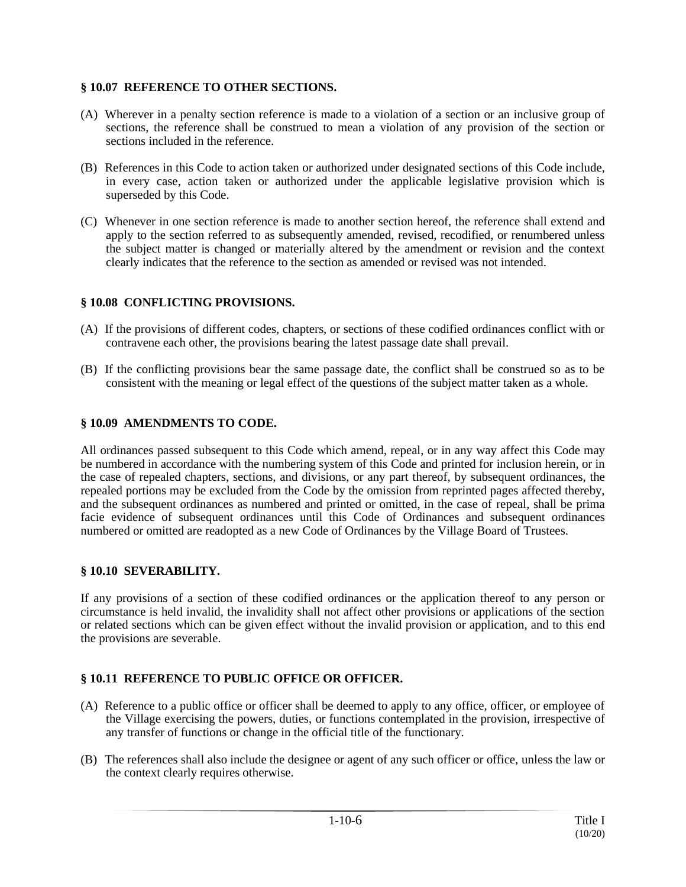## § 10.07 REFERENCE TO OTHER SECTIONS.

(A) Wherever in a penalty section reference is made to a violation of a section or an inclusive group of sections, the reference shall be construed to mean a violation of any provision of the section or sections included in the reference.

(B) References in this Code to action taken or authorized under designated sections of this Code include, in every case, action taken or authorized under the applicable legislative provision which is superseded by this Code.

(C) Whenever in one section reference is made to another section hereof, the reference shall extend and apply to the section referred to as subsequently amended, revised, recodified, or renumbered unless the subject matter is changed or materially altered by the amendment or revision and the context clearly indicates that the reference to the section as amended or revised was not intended.

## § 10.08 CONFLICTING PROVISIONS.

(A) If the provisions of different codes, chapters, or sections of these codified ordinances conflict with or contravene each other, the provisions bearing the latest passage date shall prevail.

(B) If the conflicting provisions bear the same passage date, the conflict shall be construed so as to be consistent with the meaning or legal effect of the questions of the subject matter taken as a whole.

## § 10.09 AMENDMENTS TO CODE.

All ordinances passed subsequent to this Code which amend, repeal, or in any way affect this Code may be numbered in accordance with the numbering system of this Code and printed for inclusion herein, or in the case of repealed chapters, sections, and divisions, or any part thereof, by subsequent ordinances, the repealed portions may be excluded from the Code by the omission from reprinted pages affected thereby, and the subsequent ordinances as numbered and printed or omitted, in the case of repeal, shall be prima facie evidence of subsequent ordinances until this Code of Ordinances and subsequent ordinances numbered or omitted are readopted as a new Code of Ordinances by the Village Board of Trustees.

## § 10.10 SEVERABILITY.

If any provisions of a section of these codified ordinances or the application thereof to any person or circumstance is held invalid, the invalidity shall not affect other provisions or applications of the section or related sections which can be given effect without the invalid provision or application, and to this end the provisions are severable.

## § 10.11 REFERENCE TO PUBLIC OFFICE OR OFFICER.

(A) Reference to a public office or officer shall be deemed to apply to any office, officer, or employee of the Village exercising the powers, duties, or functions contemplated in the provision, irrespective of any transfer of functions or change in the official title of the functionary.

(B) The references shall also include the designee or agent of any such officer or office, unless the law or the context clearly requires otherwise.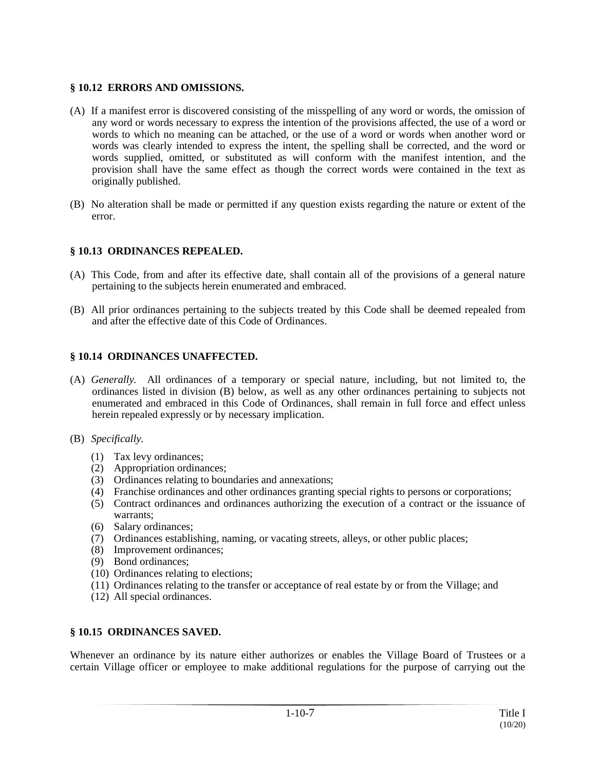## § 10.12 ERRORS AND OMISSIONS.

(A) If a manifest error is discovered consisting of the misspelling of any word or words, the omission of any word or words necessary to express the intention of the provisions affected, the use of a word or words to which no meaning can be attached, or the use of a word or words when another word or words was clearly intended to express the intent, the spelling shall be corrected, and the word or words supplied, omitted, or substituted as will conform with the manifest intention, and the provision shall have the same effect as though the correct words were contained in the text as originally published.

(B) No alteration shall be made or permitted if any question exists regarding the nature or extent of the error.

## § 10.13 ORDINANCES REPEALED.

(A) This Code, from and after its effective date, shall contain all of the provisions of a general nature pertaining to the subjects herein enumerated and embraced.

(B) All prior ordinances pertaining to the subjects treated by this Code shall be deemed repealed from and after the effective date of this Code of Ordinances.

## § 10.14 ORDINANCES UNAFFECTED.

(A) *Generally.* All ordinances of a temporary or special nature, including, but not limited to, the ordinances listed in division (B) below, as well as any other ordinances pertaining to subjects not enumerated and embraced in this Code of Ordinances, shall remain in full force and effect unless herein repealed expressly or by necessary implication.

(B) *Specifically.*

(1) Tax levy ordinances;
(2) Appropriation ordinances;
(3) Ordinances relating to boundaries and annexations;
(4) Franchise ordinances and other ordinances granting special rights to persons or corporations;
(5) Contract ordinances and ordinances authorizing the execution of a contract or the issuance of warrants;
(6) Salary ordinances;
(7) Ordinances establishing, naming, or vacating streets, alleys, or other public places;
(8) Improvement ordinances;
(9) Bond ordinances;
(10) Ordinances relating to elections;
(11) Ordinances relating to the transfer or acceptance of real estate by or from the Village; and
(12) All special ordinances.

## § 10.15 ORDINANCES SAVED.

Whenever an ordinance by its nature either authorizes or enables the Village Board of Trustees or a certain Village officer or employee to make additional regulations for the purpose of carrying out the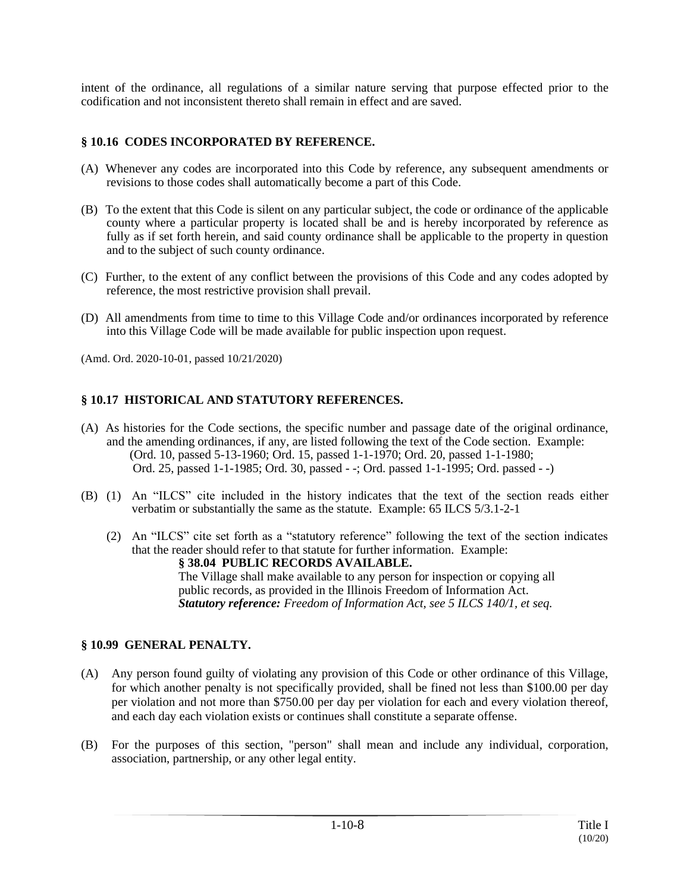intent of the ordinance, all regulations of a similar nature serving that purpose effected prior to the codification and not inconsistent thereto shall remain in effect and are saved.

### § 10.16 CODES INCORPORATED BY REFERENCE.

(A) Whenever any codes are incorporated into this Code by reference, any subsequent amendments or revisions to those codes shall automatically become a part of this Code.

(B) To the extent that this Code is silent on any particular subject, the code or ordinance of the applicable county where a particular property is located shall be and is hereby incorporated by reference as fully as if set forth herein, and said county ordinance shall be applicable to the property in question and to the subject of such county ordinance.

(C) Further, to the extent of any conflict between the provisions of this Code and any codes adopted by reference, the most restrictive provision shall prevail.

(D) All amendments from time to time to this Village Code and/or ordinances incorporated by reference into this Village Code will be made available for public inspection upon request.

(Amd. Ord. 2020-10-01, passed 10/21/2020)

### § 10.17 HISTORICAL AND STATUTORY REFERENCES.

(A) As histories for the Code sections, the specific number and passage date of the original ordinance, and the amending ordinances, if any, are listed following the text of the Code section. Example:
(Ord. 10, passed 5-13-1960; Ord. 15, passed 1-1-1970; Ord. 20, passed 1-1-1980; Ord. 25, passed 1-1-1985; Ord. 30, passed - -; Ord. passed 1-1-1995; Ord. passed - -)

(B) (1) An "ILCS" cite included in the history indicates that the text of the section reads either verbatim or substantially the same as the statute. Example: 65 ILCS 5/3.1-2-1

(2) An "ILCS" cite set forth as a "statutory reference" following the text of the section indicates that the reader should refer to that statute for further information. Example:

> **§ 38.04 PUBLIC RECORDS AVAILABLE.**
> The Village shall make available to any person for inspection or copying all public records, as provided in the Illinois Freedom of Information Act.
> ***Statutory reference:*** *Freedom of Information Act, see 5 ILCS 140/1, et seq.*

### § 10.99 GENERAL PENALTY.

(A) Any person found guilty of violating any provision of this Code or other ordinance of this Village, for which another penalty is not specifically provided, shall be fined not less than $100.00 per day per violation and not more than $750.00 per day per violation for each and every violation thereof, and each day each violation exists or continues shall constitute a separate offense.

(B) For the purposes of this section, "person" shall mean and include any individual, corporation, association, partnership, or any other legal entity.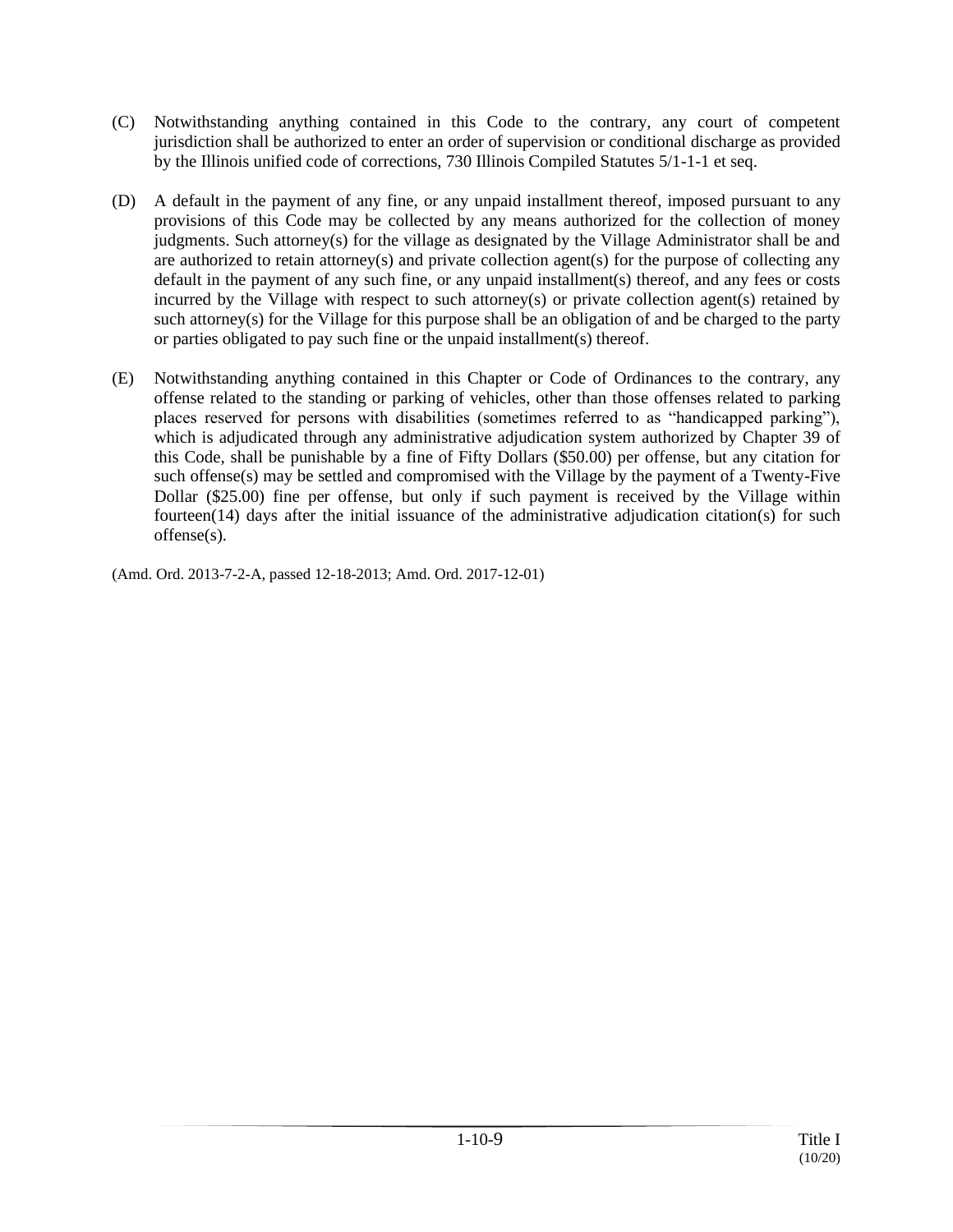(C) Notwithstanding anything contained in this Code to the contrary, any court of competent jurisdiction shall be authorized to enter an order of supervision or conditional discharge as provided by the Illinois unified code of corrections, 730 Illinois Compiled Statutes 5/1-1-1 et seq.

(D) A default in the payment of any fine, or any unpaid installment thereof, imposed pursuant to any provisions of this Code may be collected by any means authorized for the collection of money judgments. Such attorney(s) for the village as designated by the Village Administrator shall be and are authorized to retain attorney(s) and private collection agent(s) for the purpose of collecting any default in the payment of any such fine, or any unpaid installment(s) thereof, and any fees or costs incurred by the Village with respect to such attorney(s) or private collection agent(s) retained by such attorney(s) for the Village for this purpose shall be an obligation of and be charged to the party or parties obligated to pay such fine or the unpaid installment(s) thereof.

(E) Notwithstanding anything contained in this Chapter or Code of Ordinances to the contrary, any offense related to the standing or parking of vehicles, other than those offenses related to parking places reserved for persons with disabilities (sometimes referred to as "handicapped parking"), which is adjudicated through any administrative adjudication system authorized by Chapter 39 of this Code, shall be punishable by a fine of Fifty Dollars ($50.00) per offense, but any citation for such offense(s) may be settled and compromised with the Village by the payment of a Twenty-Five Dollar ($25.00) fine per offense, but only if such payment is received by the Village within fourteen(14) days after the initial issuance of the administrative adjudication citation(s) for such offense(s).

(Amd. Ord. 2013-7-2-A, passed 12-18-2013; Amd. Ord. 2017-12-01)